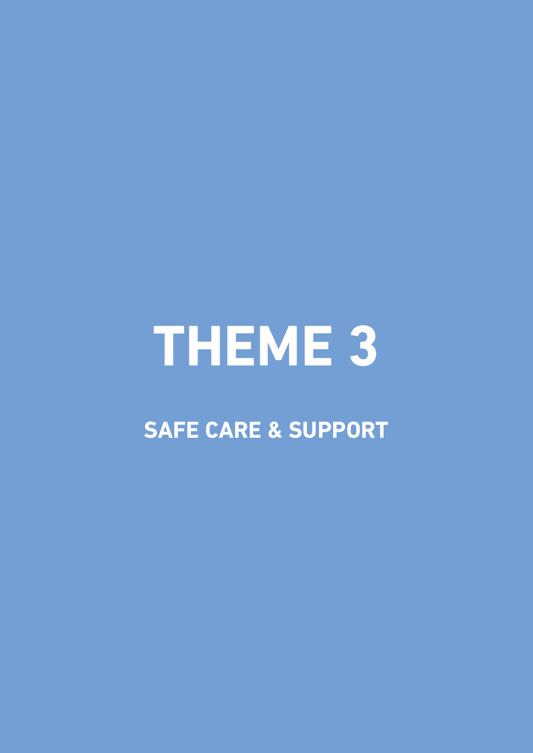# THEME 3

## SAFE CARE & SUPPORT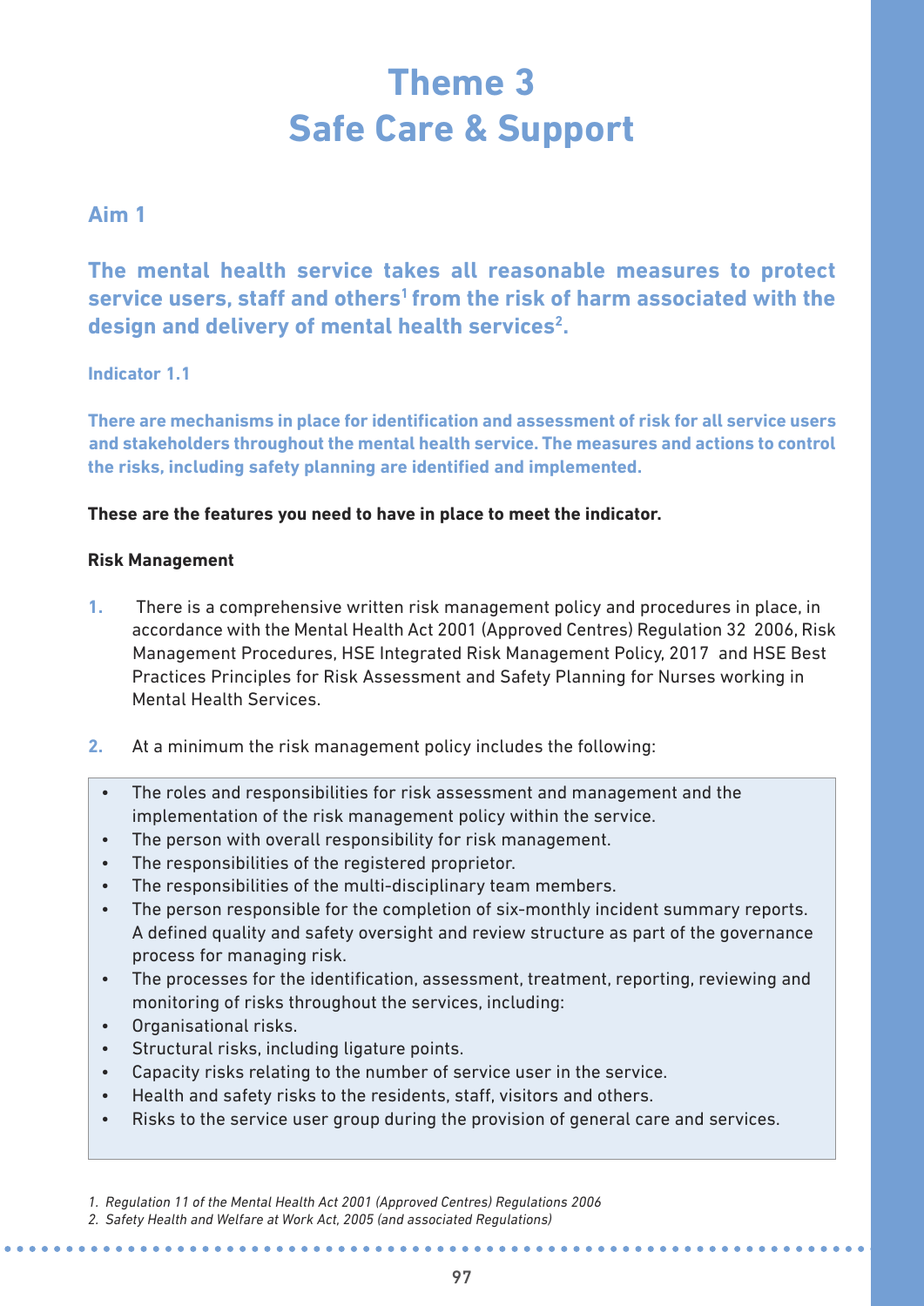# Theme 3
# Safe Care & Support

## Aim 1

### The mental health service takes all reasonable measures to protect service users, staff and others[1] from the risk of harm associated with the design and delivery of mental health services[2].

#### Indicator 1.1

**There are mechanisms in place for identification and assessment of risk for all service users and stakeholders throughout the mental health service. The measures and actions to control the risks, including safety planning are identified and implemented.**

**These are the features you need to have in place to meet the indicator.**

**Risk Management**

1. There is a comprehensive written risk management policy and procedures in place, in accordance with the Mental Health Act 2001 (Approved Centres) Regulation 32 2006, Risk Management Procedures, HSE Integrated Risk Management Policy, 2017 and HSE Best Practices Principles for Risk Assessment and Safety Planning for Nurses working in Mental Health Services.

2. At a minimum the risk management policy includes the following:

- The roles and responsibilities for risk assessment and management and the implementation of the risk management policy within the service.
- The person with overall responsibility for risk management.
- The responsibilities of the registered proprietor.
- The responsibilities of the multi-disciplinary team members.
- The person responsible for the completion of six-monthly incident summary reports. A defined quality and safety oversight and review structure as part of the governance process for managing risk.
- The processes for the identification, assessment, treatment, reporting, reviewing and monitoring of risks throughout the services, including:
- Organisational risks.
- Structural risks, including ligature points.
- Capacity risks relating to the number of service user in the service.
- Health and safety risks to the residents, staff, visitors and others.
- Risks to the service user group during the provision of general care and services.

*1. Regulation 11 of the Mental Health Act 2001 (Approved Centres) Regulations 2006*

*2. Safety Health and Welfare at Work Act, 2005 (and associated Regulations)*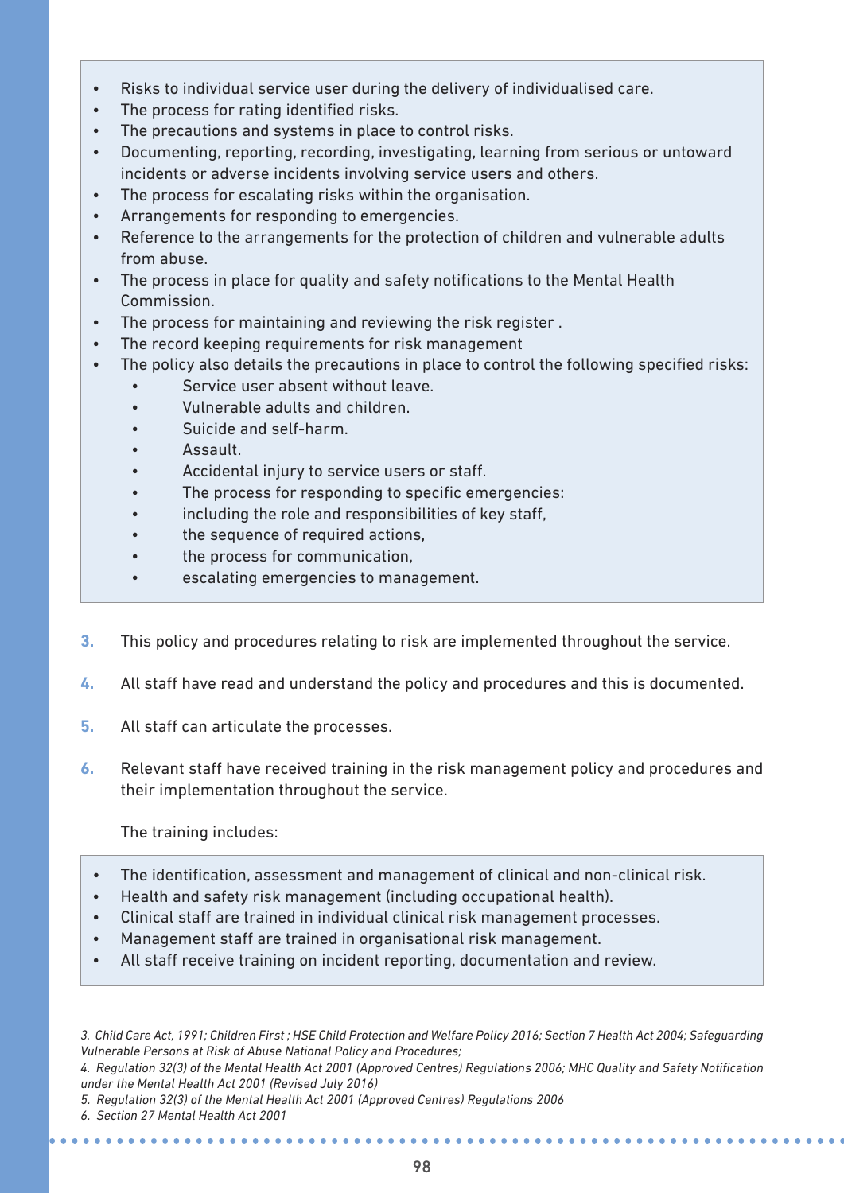- Risks to individual service user during the delivery of individualised care.
- The process for rating identified risks.
- The precautions and systems in place to control risks.
- Documenting, reporting, recording, investigating, learning from serious or untoward incidents or adverse incidents involving service users and others.
- The process for escalating risks within the organisation.
- Arrangements for responding to emergencies.
- Reference to the arrangements for the protection of children and vulnerable adults from abuse.
- The process in place for quality and safety notifications to the Mental Health Commission.
- The process for maintaining and reviewing the risk register .
- The record keeping requirements for risk management
- The policy also details the precautions in place to control the following specified risks:
    - Service user absent without leave.
    - Vulnerable adults and children.
    - Suicide and self-harm.
    - Assault.
    - Accidental injury to service users or staff.
    - The process for responding to specific emergencies:
    - including the role and responsibilities of key staff,
    - the sequence of required actions,
    - the process for communication,
    - escalating emergencies to management.

3. This policy and procedures relating to risk are implemented throughout the service.

4. All staff have read and understand the policy and procedures and this is documented.

5. All staff can articulate the processes.

6. Relevant staff have received training in the risk management policy and procedures and their implementation throughout the service.

   The training includes:

- The identification, assessment and management of clinical and non-clinical risk.
- Health and safety risk management (including occupational health).
- Clinical staff are trained in individual clinical risk management processes.
- Management staff are trained in organisational risk management.
- All staff receive training on incident reporting, documentation and review.

*3. Child Care Act, 1991; Children First ; HSE Child Protection and Welfare Policy 2016; Section 7 Health Act 2004; Safeguarding Vulnerable Persons at Risk of Abuse National Policy and Procedures;*

*4. Regulation 32(3) of the Mental Health Act 2001 (Approved Centres) Regulations 2006; MHC Quality and Safety Notification under the Mental Health Act 2001 (Revised July 2016)*

*5. Regulation 32(3) of the Mental Health Act 2001 (Approved Centres) Regulations 2006*

*6. Section 27 Mental Health Act 2001*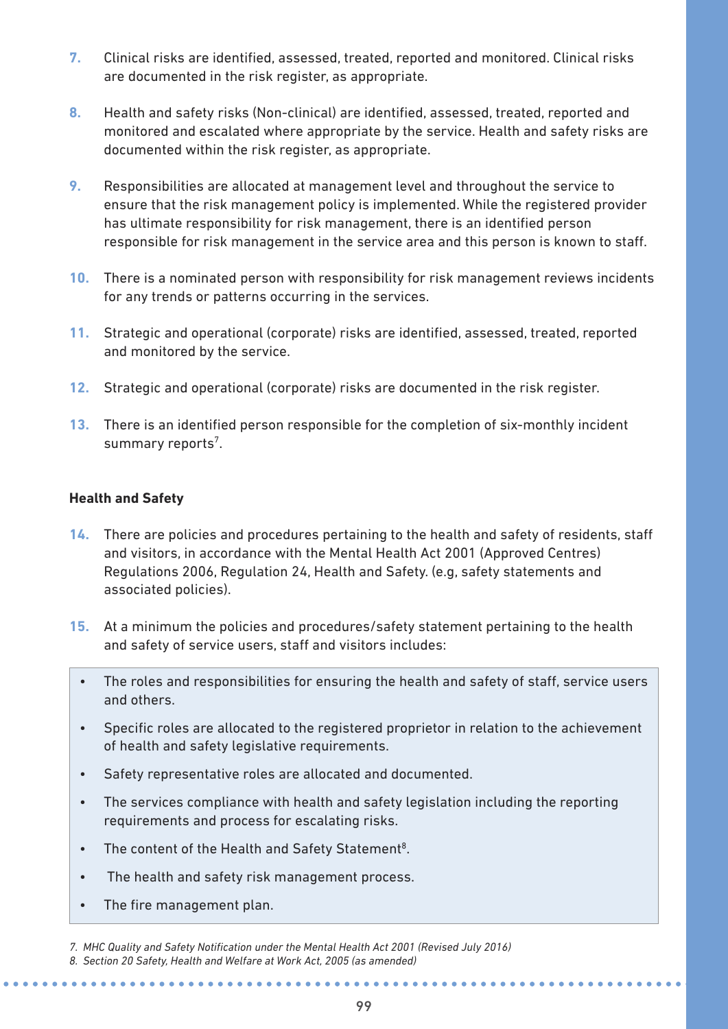7. Clinical risks are identified, assessed, treated, reported and monitored. Clinical risks are documented in the risk register, as appropriate.

8. Health and safety risks (Non-clinical) are identified, assessed, treated, reported and monitored and escalated where appropriate by the service. Health and safety risks are documented within the risk register, as appropriate.

9. Responsibilities are allocated at management level and throughout the service to ensure that the risk management policy is implemented. While the registered provider has ultimate responsibility for risk management, there is an identified person responsible for risk management in the service area and this person is known to staff.

10. There is a nominated person with responsibility for risk management reviews incidents for any trends or patterns occurring in the services.

11. Strategic and operational (corporate) risks are identified, assessed, treated, reported and monitored by the service.

12. Strategic and operational (corporate) risks are documented in the risk register.

13. There is an identified person responsible for the completion of six-monthly incident summary reports[7].

**Health and Safety**

14. There are policies and procedures pertaining to the health and safety of residents, staff and visitors, in accordance with the Mental Health Act 2001 (Approved Centres) Regulations 2006, Regulation 24, Health and Safety. (e.g, safety statements and associated policies).

15. At a minimum the policies and procedures/safety statement pertaining to the health and safety of service users, staff and visitors includes:

- The roles and responsibilities for ensuring the health and safety of staff, service users and others.
- Specific roles are allocated to the registered proprietor in relation to the achievement of health and safety legislative requirements.
- Safety representative roles are allocated and documented.
- The services compliance with health and safety legislation including the reporting requirements and process for escalating risks.
- The content of the Health and Safety Statement[8].
- The health and safety risk management process.
- The fire management plan.

*7. MHC Quality and Safety Notification under the Mental Health Act 2001 (Revised July 2016)*
*8. Section 20 Safety, Health and Welfare at Work Act, 2005 (as amended)*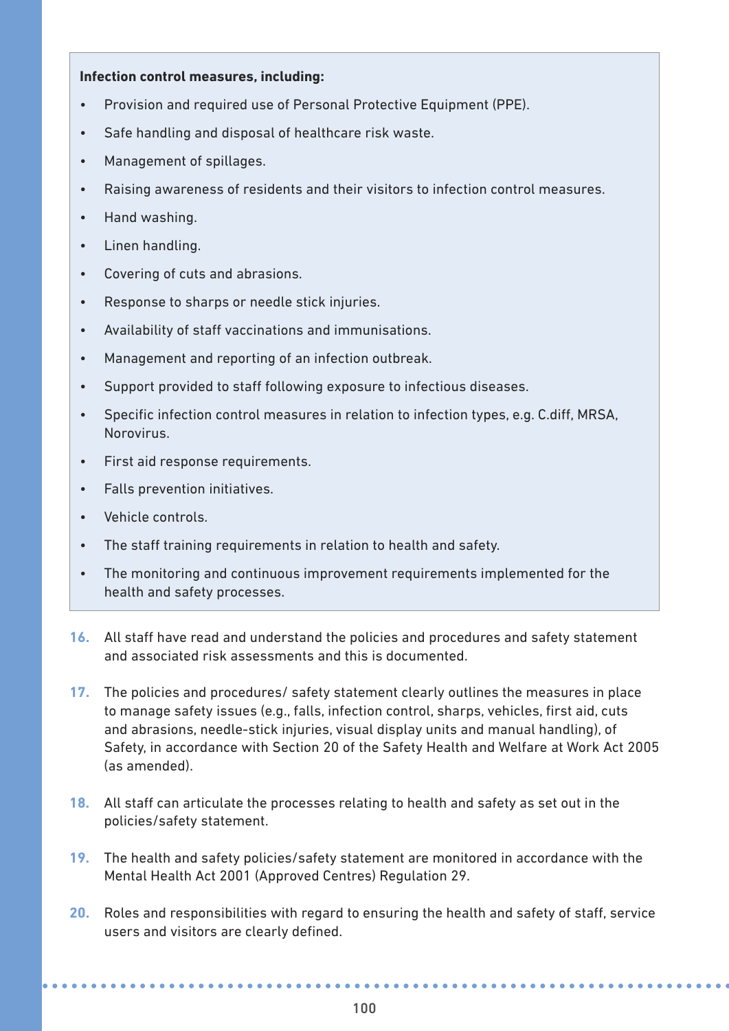**Infection control measures, including:**

- Provision and required use of Personal Protective Equipment (PPE).
- Safe handling and disposal of healthcare risk waste.
- Management of spillages.
- Raising awareness of residents and their visitors to infection control measures.
- Hand washing.
- Linen handling.
- Covering of cuts and abrasions.
- Response to sharps or needle stick injuries.
- Availability of staff vaccinations and immunisations.
- Management and reporting of an infection outbreak.
- Support provided to staff following exposure to infectious diseases.
- Specific infection control measures in relation to infection types, e.g. C.diff, MRSA, Norovirus.
- First aid response requirements.
- Falls prevention initiatives.
- Vehicle controls.
- The staff training requirements in relation to health and safety.
- The monitoring and continuous improvement requirements implemented for the health and safety processes.

16. All staff have read and understand the policies and procedures and safety statement and associated risk assessments and this is documented.

17. The policies and procedures/ safety statement clearly outlines the measures in place to manage safety issues (e.g., falls, infection control, sharps, vehicles, first aid, cuts and abrasions, needle-stick injuries, visual display units and manual handling), of Safety, in accordance with Section 20 of the Safety Health and Welfare at Work Act 2005 (as amended).

18. All staff can articulate the processes relating to health and safety as set out in the policies/safety statement.

19. The health and safety policies/safety statement are monitored in accordance with the Mental Health Act 2001 (Approved Centres) Regulation 29.

20. Roles and responsibilities with regard to ensuring the health and safety of staff, service users and visitors are clearly defined.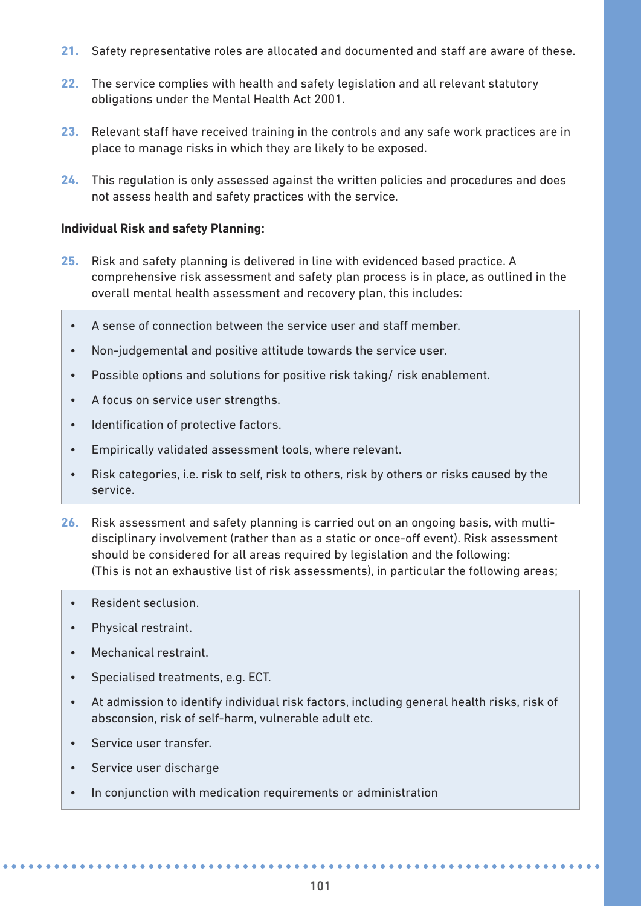21. Safety representative roles are allocated and documented and staff are aware of these.

22. The service complies with health and safety legislation and all relevant statutory obligations under the Mental Health Act 2001.

23. Relevant staff have received training in the controls and any safe work practices are in place to manage risks in which they are likely to be exposed.

24. This regulation is only assessed against the written policies and procedures and does not assess health and safety practices with the service.

**Individual Risk and safety Planning:**

25. Risk and safety planning is delivered in line with evidenced based practice. A comprehensive risk assessment and safety plan process is in place, as outlined in the overall mental health assessment and recovery plan, this includes:

- A sense of connection between the service user and staff member.
- Non-judgemental and positive attitude towards the service user.
- Possible options and solutions for positive risk taking/ risk enablement.
- A focus on service user strengths.
- Identification of protective factors.
- Empirically validated assessment tools, where relevant.
- Risk categories, i.e. risk to self, risk to others, risk by others or risks caused by the service.

26. Risk assessment and safety planning is carried out on an ongoing basis, with multi-disciplinary involvement (rather than as a static or once-off event). Risk assessment should be considered for all areas required by legislation and the following: (This is not an exhaustive list of risk assessments), in particular the following areas;

- Resident seclusion.
- Physical restraint.
- Mechanical restraint.
- Specialised treatments, e.g. ECT.
- At admission to identify individual risk factors, including general health risks, risk of absconsion, risk of self-harm, vulnerable adult etc.
- Service user transfer.
- Service user discharge
- In conjunction with medication requirements or administration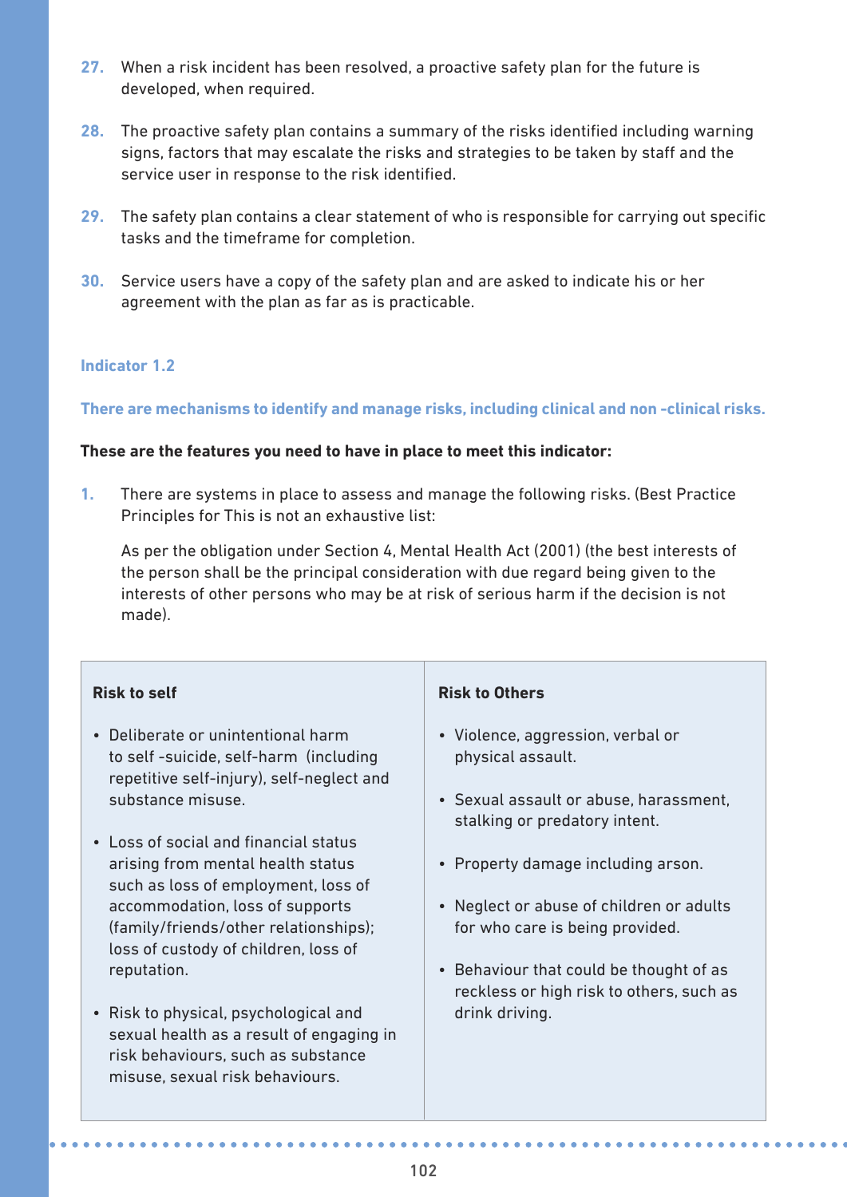27. When a risk incident has been resolved, a proactive safety plan for the future is developed, when required.

28. The proactive safety plan contains a summary of the risks identified including warning signs, factors that may escalate the risks and strategies to be taken by staff and the service user in response to the risk identified.

29. The safety plan contains a clear statement of who is responsible for carrying out specific tasks and the timeframe for completion.

30. Service users have a copy of the safety plan and are asked to indicate his or her agreement with the plan as far as is practicable.

### Indicator 1.2

**There are mechanisms to identify and manage risks, including clinical and non -clinical risks.**

**These are the features you need to have in place to meet this indicator:**

1. There are systems in place to assess and manage the following risks. (Best Practice Principles for This is not an exhaustive list:

   As per the obligation under Section 4, Mental Health Act (2001) (the best interests of the person shall be the principal consideration with due regard being given to the interests of other persons who may be at risk of serious harm if the decision is not made).

| Risk to self | Risk to Others |
| --- | --- |
| • Deliberate or unintentional harm to self -suicide, self-harm (including repetitive self-injury), self-neglect and substance misuse.<br><br>• Loss of social and financial status arising from mental health status such as loss of employment, loss of accommodation, loss of supports (family/friends/other relationships); loss of custody of children, loss of reputation.<br><br>• Risk to physical, psychological and sexual health as a result of engaging in risk behaviours, such as substance misuse, sexual risk behaviours. | • Violence, aggression, verbal or physical assault.<br><br>• Sexual assault or abuse, harassment, stalking or predatory intent.<br><br>• Property damage including arson.<br><br>• Neglect or abuse of children or adults for who care is being provided.<br><br>• Behaviour that could be thought of as reckless or high risk to others, such as drink driving. |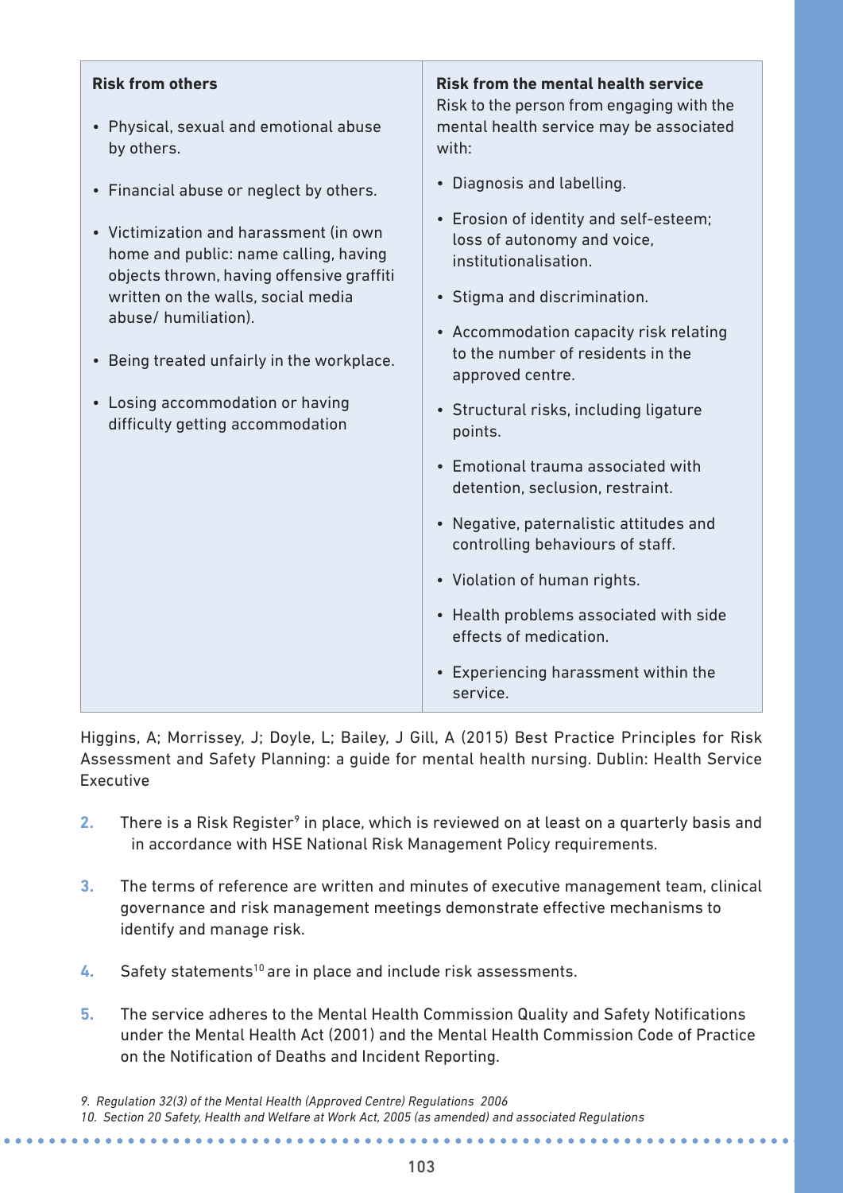| **Risk from others** | **Risk from the mental health service** |
|---|---|
| • Physical, sexual and emotional abuse by others.<br>• Financial abuse or neglect by others.<br>• Victimization and harassment (in own home and public: name calling, having objects thrown, having offensive graffiti written on the walls, social media abuse/ humiliation).<br>• Being treated unfairly in the workplace.<br>• Losing accommodation or having difficulty getting accommodation | Risk to the person from engaging with the mental health service may be associated with:<br>• Diagnosis and labelling.<br>• Erosion of identity and self-esteem; loss of autonomy and voice, institutionalisation.<br>• Stigma and discrimination.<br>• Accommodation capacity risk relating to the number of residents in the approved centre.<br>• Structural risks, including ligature points.<br>• Emotional trauma associated with detention, seclusion, restraint.<br>• Negative, paternalistic attitudes and controlling behaviours of staff.<br>• Violation of human rights.<br>• Health problems associated with side effects of medication.<br>• Experiencing harassment within the service. |

Higgins, A; Morrissey, J; Doyle, L; Bailey, J Gill, A (2015) Best Practice Principles for Risk Assessment and Safety Planning: a guide for mental health nursing. Dublin: Health Service Executive

2. There is a Risk Register[9] in place, which is reviewed on at least on a quarterly basis and in accordance with HSE National Risk Management Policy requirements.

3. The terms of reference are written and minutes of executive management team, clinical governance and risk management meetings demonstrate effective mechanisms to identify and manage risk.

4. Safety statements[10] are in place and include risk assessments.

5. The service adheres to the Mental Health Commission Quality and Safety Notifications under the Mental Health Act (2001) and the Mental Health Commission Code of Practice on the Notification of Deaths and Incident Reporting.

*9. Regulation 32(3) of the Mental Health (Approved Centre) Regulations 2006*
*10. Section 20 Safety, Health and Welfare at Work Act, 2005 (as amended) and associated Regulations*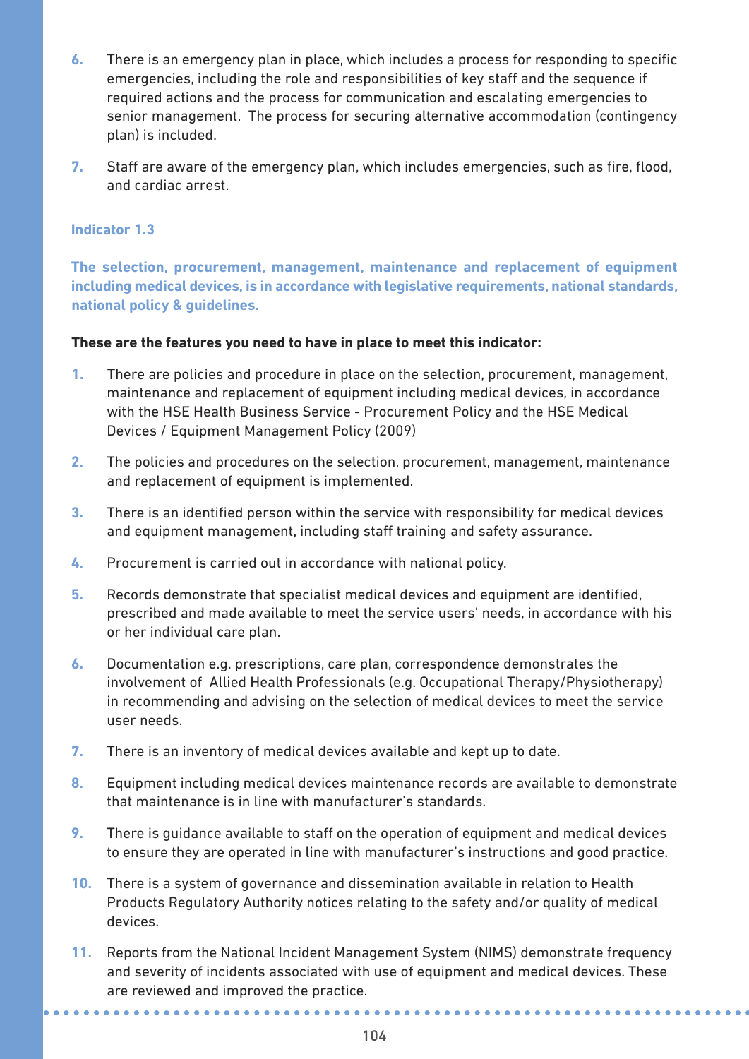6. There is an emergency plan in place, which includes a process for responding to specific emergencies, including the role and responsibilities of key staff and the sequence if required actions and the process for communication and escalating emergencies to senior management. The process for securing alternative accommodation (contingency plan) is included.

7. Staff are aware of the emergency plan, which includes emergencies, such as fire, flood, and cardiac arrest.

### Indicator 1.3

**The selection, procurement, management, maintenance and replacement of equipment including medical devices, is in accordance with legislative requirements, national standards, national policy & guidelines.**

**These are the features you need to have in place to meet this indicator:**

1. There are policies and procedure in place on the selection, procurement, management, maintenance and replacement of equipment including medical devices, in accordance with the HSE Health Business Service - Procurement Policy and the HSE Medical Devices / Equipment Management Policy (2009)

2. The policies and procedures on the selection, procurement, management, maintenance and replacement of equipment is implemented.

3. There is an identified person within the service with responsibility for medical devices and equipment management, including staff training and safety assurance.

4. Procurement is carried out in accordance with national policy.

5. Records demonstrate that specialist medical devices and equipment are identified, prescribed and made available to meet the service users' needs, in accordance with his or her individual care plan.

6. Documentation e.g. prescriptions, care plan, correspondence demonstrates the involvement of Allied Health Professionals (e.g. Occupational Therapy/Physiotherapy) in recommending and advising on the selection of medical devices to meet the service user needs.

7. There is an inventory of medical devices available and kept up to date.

8. Equipment including medical devices maintenance records are available to demonstrate that maintenance is in line with manufacturer's standards.

9. There is guidance available to staff on the operation of equipment and medical devices to ensure they are operated in line with manufacturer's instructions and good practice.

10. There is a system of governance and dissemination available in relation to Health Products Regulatory Authority notices relating to the safety and/or quality of medical devices.

11. Reports from the National Incident Management System (NIMS) demonstrate frequency and severity of incidents associated with use of equipment and medical devices. These are reviewed and improved the practice.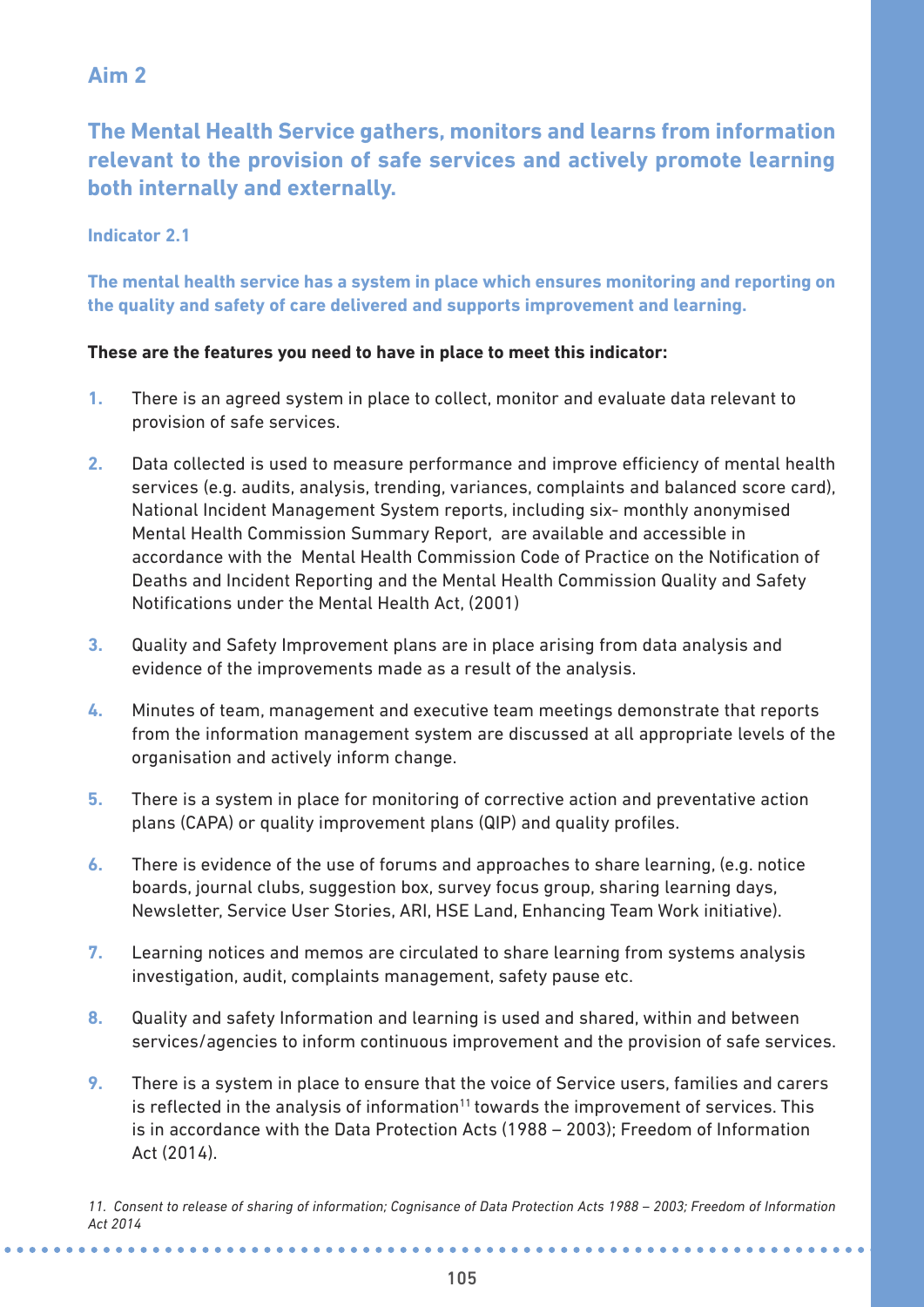## Aim 2

## The Mental Health Service gathers, monitors and learns from information relevant to the provision of safe services and actively promote learning both internally and externally.

### Indicator 2.1

**The mental health service has a system in place which ensures monitoring and reporting on the quality and safety of care delivered and supports improvement and learning.**

**These are the features you need to have in place to meet this indicator:**

1. There is an agreed system in place to collect, monitor and evaluate data relevant to provision of safe services.
2. Data collected is used to measure performance and improve efficiency of mental health services (e.g. audits, analysis, trending, variances, complaints and balanced score card), National Incident Management System reports, including six- monthly anonymised Mental Health Commission Summary Report, are available and accessible in accordance with the Mental Health Commission Code of Practice on the Notification of Deaths and Incident Reporting and the Mental Health Commission Quality and Safety Notifications under the Mental Health Act, (2001)
3. Quality and Safety Improvement plans are in place arising from data analysis and evidence of the improvements made as a result of the analysis.
4. Minutes of team, management and executive team meetings demonstrate that reports from the information management system are discussed at all appropriate levels of the organisation and actively inform change.
5. There is a system in place for monitoring of corrective action and preventative action plans (CAPA) or quality improvement plans (QIP) and quality profiles.
6. There is evidence of the use of forums and approaches to share learning, (e.g. notice boards, journal clubs, suggestion box, survey focus group, sharing learning days, Newsletter, Service User Stories, ARI, HSE Land, Enhancing Team Work initiative).
7. Learning notices and memos are circulated to share learning from systems analysis investigation, audit, complaints management, safety pause etc.
8. Quality and safety Information and learning is used and shared, within and between services/agencies to inform continuous improvement and the provision of safe services.
9. There is a system in place to ensure that the voice of Service users, families and carers is reflected in the analysis of information[11] towards the improvement of services. This is in accordance with the Data Protection Acts (1988 – 2003); Freedom of Information Act (2014).

*11. Consent to release of sharing of information; Cognisance of Data Protection Acts 1988 – 2003; Freedom of Information Act 2014*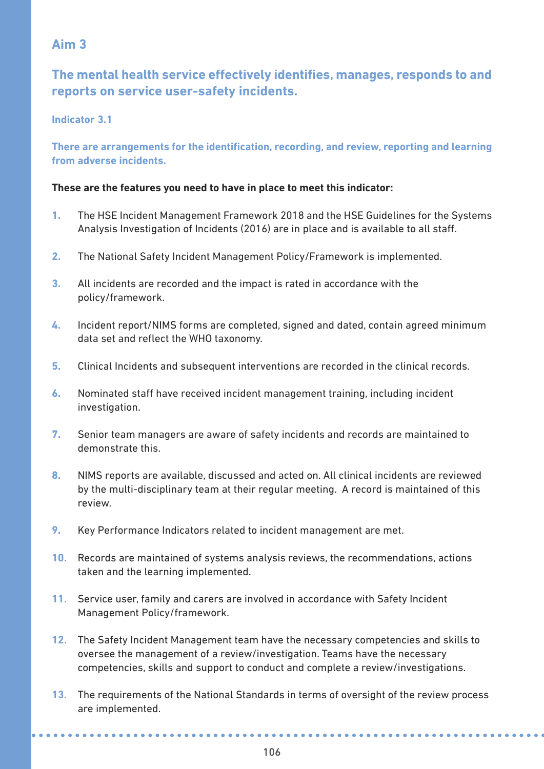## Aim 3

### The mental health service effectively identifies, manages, responds to and reports on service user-safety incidents.

#### Indicator 3.1

**There are arrangements for the identification, recording, and review, reporting and learning from adverse incidents.**

**These are the features you need to have in place to meet this indicator:**

1. The HSE Incident Management Framework 2018 and the HSE Guidelines for the Systems Analysis Investigation of Incidents (2016) are in place and is available to all staff.
2. The National Safety Incident Management Policy/Framework is implemented.
3. All incidents are recorded and the impact is rated in accordance with the policy/framework.
4. Incident report/NIMS forms are completed, signed and dated, contain agreed minimum data set and reflect the WHO taxonomy.
5. Clinical Incidents and subsequent interventions are recorded in the clinical records.
6. Nominated staff have received incident management training, including incident investigation.
7. Senior team managers are aware of safety incidents and records are maintained to demonstrate this.
8. NIMS reports are available, discussed and acted on. All clinical incidents are reviewed by the multi-disciplinary team at their regular meeting. A record is maintained of this review.
9. Key Performance Indicators related to incident management are met.
10. Records are maintained of systems analysis reviews, the recommendations, actions taken and the learning implemented.
11. Service user, family and carers are involved in accordance with Safety Incident Management Policy/framework.
12. The Safety Incident Management team have the necessary competencies and skills to oversee the management of a review/investigation. Teams have the necessary competencies, skills and support to conduct and complete a review/investigations.
13. The requirements of the National Standards in terms of oversight of the review process are implemented.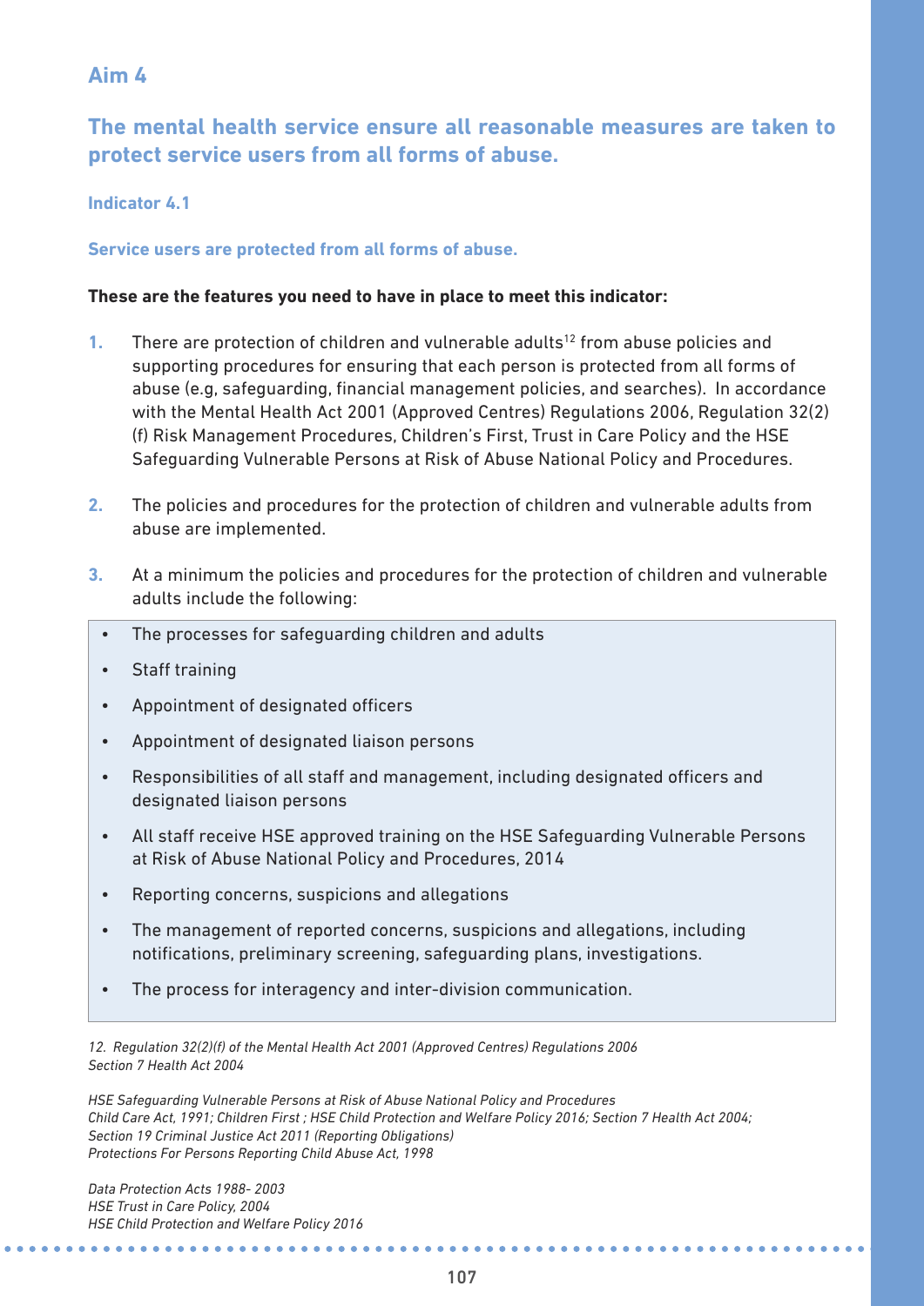## Aim 4

### The mental health service ensure all reasonable measures are taken to protect service users from all forms of abuse.

#### Indicator 4.1

**Service users are protected from all forms of abuse.**

**These are the features you need to have in place to meet this indicator:**

1. There are protection of children and vulnerable adults[12] from abuse policies and supporting procedures for ensuring that each person is protected from all forms of abuse (e.g, safeguarding, financial management policies, and searches). In accordance with the Mental Health Act 2001 (Approved Centres) Regulations 2006, Regulation 32(2)(f) Risk Management Procedures, Children's First, Trust in Care Policy and the HSE Safeguarding Vulnerable Persons at Risk of Abuse National Policy and Procedures.

2. The policies and procedures for the protection of children and vulnerable adults from abuse are implemented.

3. At a minimum the policies and procedures for the protection of children and vulnerable adults include the following:

- The processes for safeguarding children and adults
- Staff training
- Appointment of designated officers
- Appointment of designated liaison persons
- Responsibilities of all staff and management, including designated officers and designated liaison persons
- All staff receive HSE approved training on the HSE Safeguarding Vulnerable Persons at Risk of Abuse National Policy and Procedures, 2014
- Reporting concerns, suspicions and allegations
- The management of reported concerns, suspicions and allegations, including notifications, preliminary screening, safeguarding plans, investigations.
- The process for interagency and inter-division communication.

*12. Regulation 32(2)(f) of the Mental Health Act 2001 (Approved Centres) Regulations 2006*
*Section 7 Health Act 2004*

*HSE Safeguarding Vulnerable Persons at Risk of Abuse National Policy and Procedures*
*Child Care Act, 1991; Children First ; HSE Child Protection and Welfare Policy 2016; Section 7 Health Act 2004;*
*Section 19 Criminal Justice Act 2011 (Reporting Obligations)*
*Protections For Persons Reporting Child Abuse Act, 1998*

*Data Protection Acts 1988- 2003*
*HSE Trust in Care Policy, 2004*
*HSE Child Protection and Welfare Policy 2016*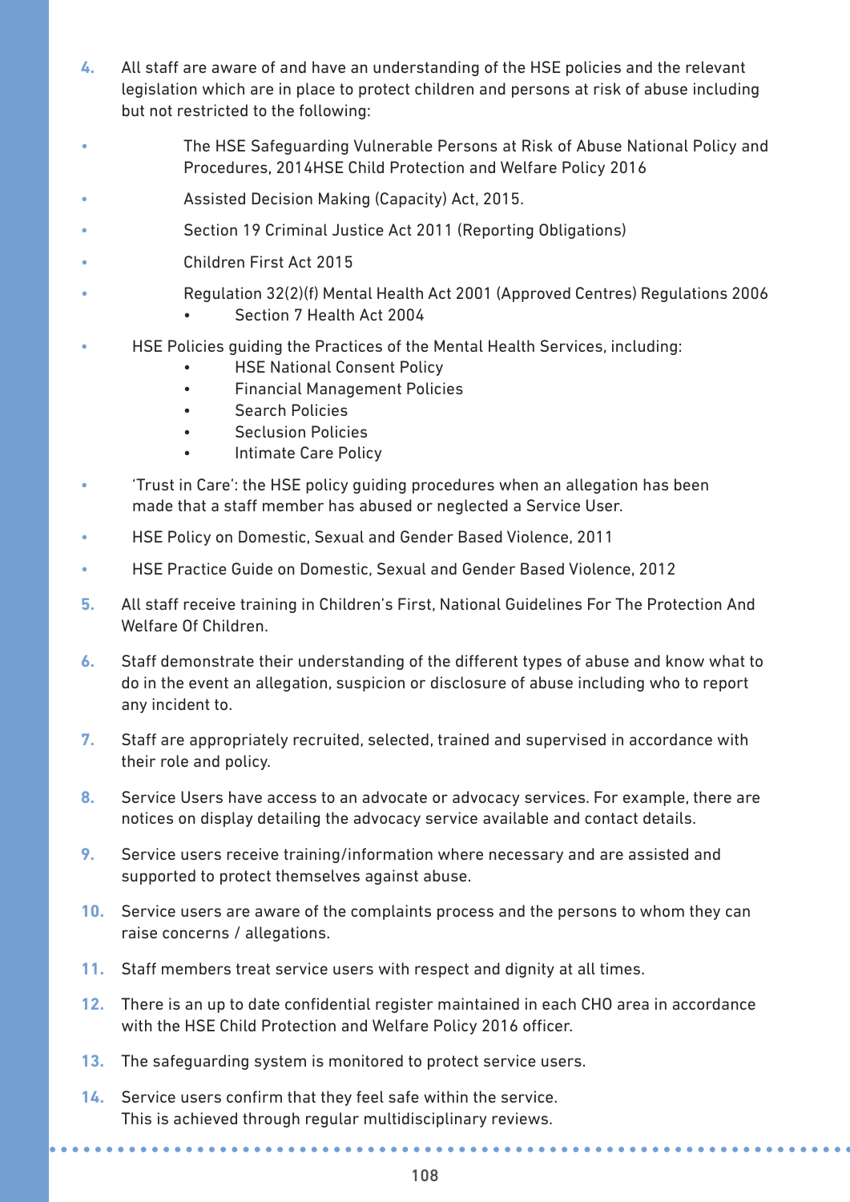4. All staff are aware of and have an understanding of the HSE policies and the relevant legislation which are in place to protect children and persons at risk of abuse including but not restricted to the following:

- The HSE Safeguarding Vulnerable Persons at Risk of Abuse National Policy and Procedures, 2014HSE Child Protection and Welfare Policy 2016
- Assisted Decision Making (Capacity) Act, 2015.
- Section 19 Criminal Justice Act 2011 (Reporting Obligations)
- Children First Act 2015
- Regulation 32(2)(f) Mental Health Act 2001 (Approved Centres) Regulations 2006
    - Section 7 Health Act 2004
- HSE Policies guiding the Practices of the Mental Health Services, including:
    - HSE National Consent Policy
    - Financial Management Policies
    - Search Policies
    - Seclusion Policies
    - Intimate Care Policy
- 'Trust in Care': the HSE policy guiding procedures when an allegation has been made that a staff member has abused or neglected a Service User.
- HSE Policy on Domestic, Sexual and Gender Based Violence, 2011
- HSE Practice Guide on Domestic, Sexual and Gender Based Violence, 2012

5. All staff receive training in Children's First, National Guidelines For The Protection And Welfare Of Children.

6. Staff demonstrate their understanding of the different types of abuse and know what to do in the event an allegation, suspicion or disclosure of abuse including who to report any incident to.

7. Staff are appropriately recruited, selected, trained and supervised in accordance with their role and policy.

8. Service Users have access to an advocate or advocacy services. For example, there are notices on display detailing the advocacy service available and contact details.

9. Service users receive training/information where necessary and are assisted and supported to protect themselves against abuse.

10. Service users are aware of the complaints process and the persons to whom they can raise concerns / allegations.

11. Staff members treat service users with respect and dignity at all times.

12. There is an up to date confidential register maintained in each CHO area in accordance with the HSE Child Protection and Welfare Policy 2016 officer.

13. The safeguarding system is monitored to protect service users.

14. Service users confirm that they feel safe within the service.
This is achieved through regular multidisciplinary reviews.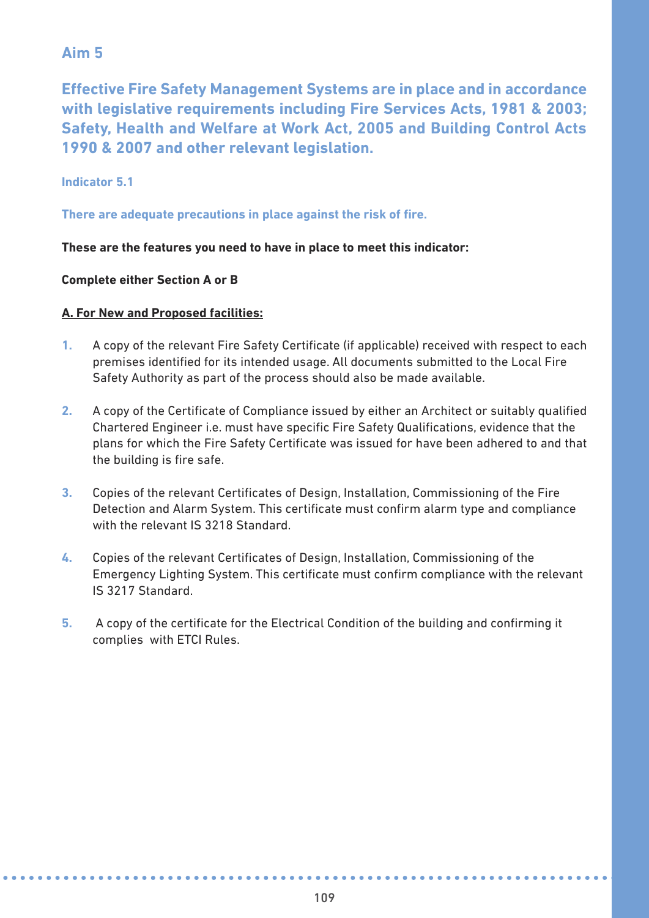## Aim 5

### Effective Fire Safety Management Systems are in place and in accordance with legislative requirements including Fire Services Acts, 1981 & 2003; Safety, Health and Welfare at Work Act, 2005 and Building Control Acts 1990 & 2007 and other relevant legislation.

#### Indicator 5.1

**There are adequate precautions in place against the risk of fire.**

**These are the features you need to have in place to meet this indicator:**

**Complete either Section A or B**

**A. For New and Proposed facilities:**

1. A copy of the relevant Fire Safety Certificate (if applicable) received with respect to each premises identified for its intended usage. All documents submitted to the Local Fire Safety Authority as part of the process should also be made available.

2. A copy of the Certificate of Compliance issued by either an Architect or suitably qualified Chartered Engineer i.e. must have specific Fire Safety Qualifications, evidence that the plans for which the Fire Safety Certificate was issued for have been adhered to and that the building is fire safe.

3. Copies of the relevant Certificates of Design, Installation, Commissioning of the Fire Detection and Alarm System. This certificate must confirm alarm type and compliance with the relevant IS 3218 Standard.

4. Copies of the relevant Certificates of Design, Installation, Commissioning of the Emergency Lighting System. This certificate must confirm compliance with the relevant IS 3217 Standard.

5. A copy of the certificate for the Electrical Condition of the building and confirming it complies with ETCI Rules.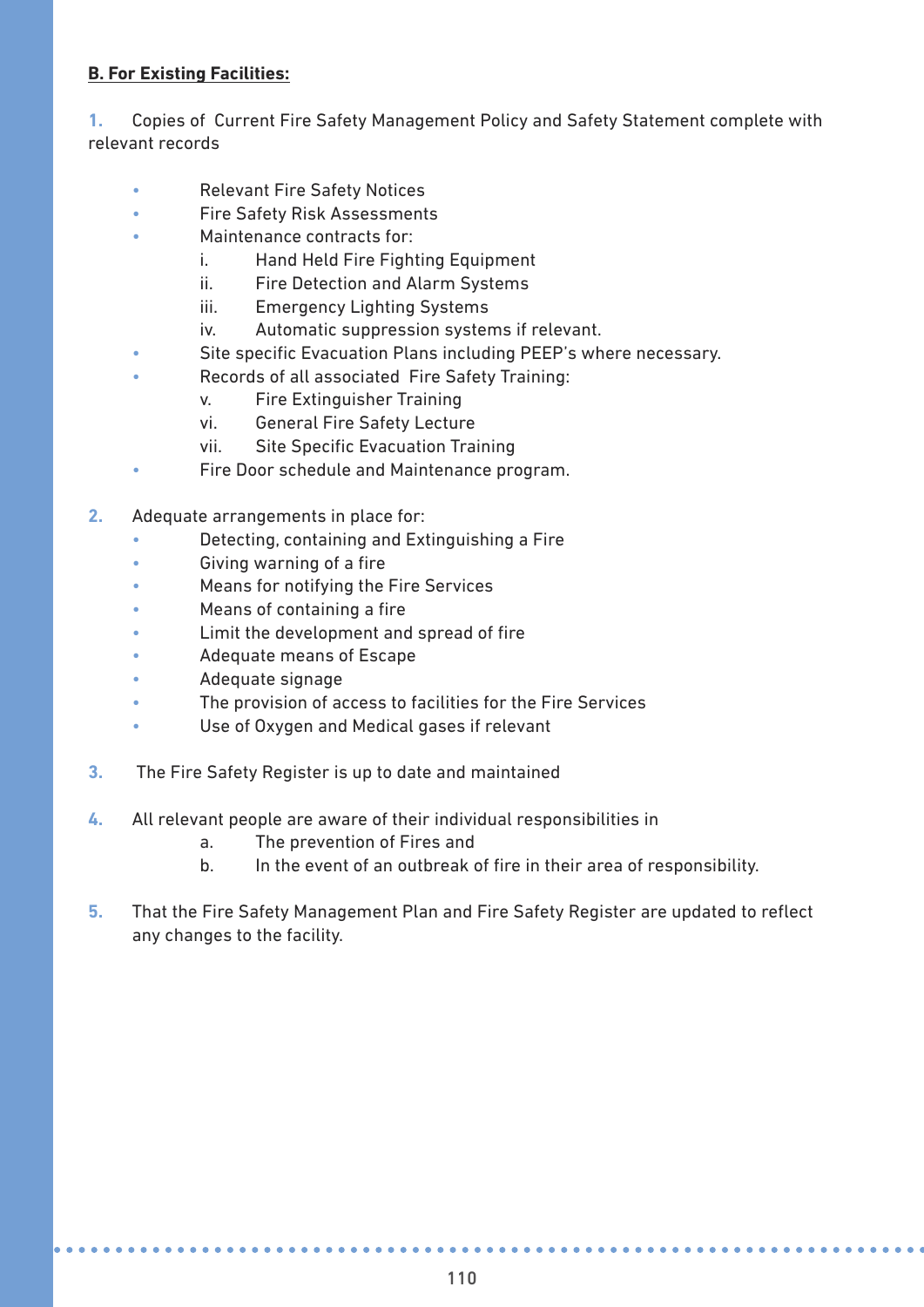**B. For Existing Facilities:**

1. Copies of Current Fire Safety Management Policy and Safety Statement complete with relevant records
    - Relevant Fire Safety Notices
    - Fire Safety Risk Assessments
    - Maintenance contracts for:
        - i. Hand Held Fire Fighting Equipment
        - ii. Fire Detection and Alarm Systems
        - iii. Emergency Lighting Systems
        - iv. Automatic suppression systems if relevant.
    - Site specific Evacuation Plans including PEEP's where necessary.
    - Records of all associated Fire Safety Training:
        - v. Fire Extinguisher Training
        - vi. General Fire Safety Lecture
        - vii. Site Specific Evacuation Training
    - Fire Door schedule and Maintenance program.

2. Adequate arrangements in place for:
    - Detecting, containing and Extinguishing a Fire
    - Giving warning of a fire
    - Means for notifying the Fire Services
    - Means of containing a fire
    - Limit the development and spread of fire
    - Adequate means of Escape
    - Adequate signage
    - The provision of access to facilities for the Fire Services
    - Use of Oxygen and Medical gases if relevant

3. The Fire Safety Register is up to date and maintained

4. All relevant people are aware of their individual responsibilities in
    - a. The prevention of Fires and
    - b. In the event of an outbreak of fire in their area of responsibility.

5. That the Fire Safety Management Plan and Fire Safety Register are updated to reflect any changes to the facility.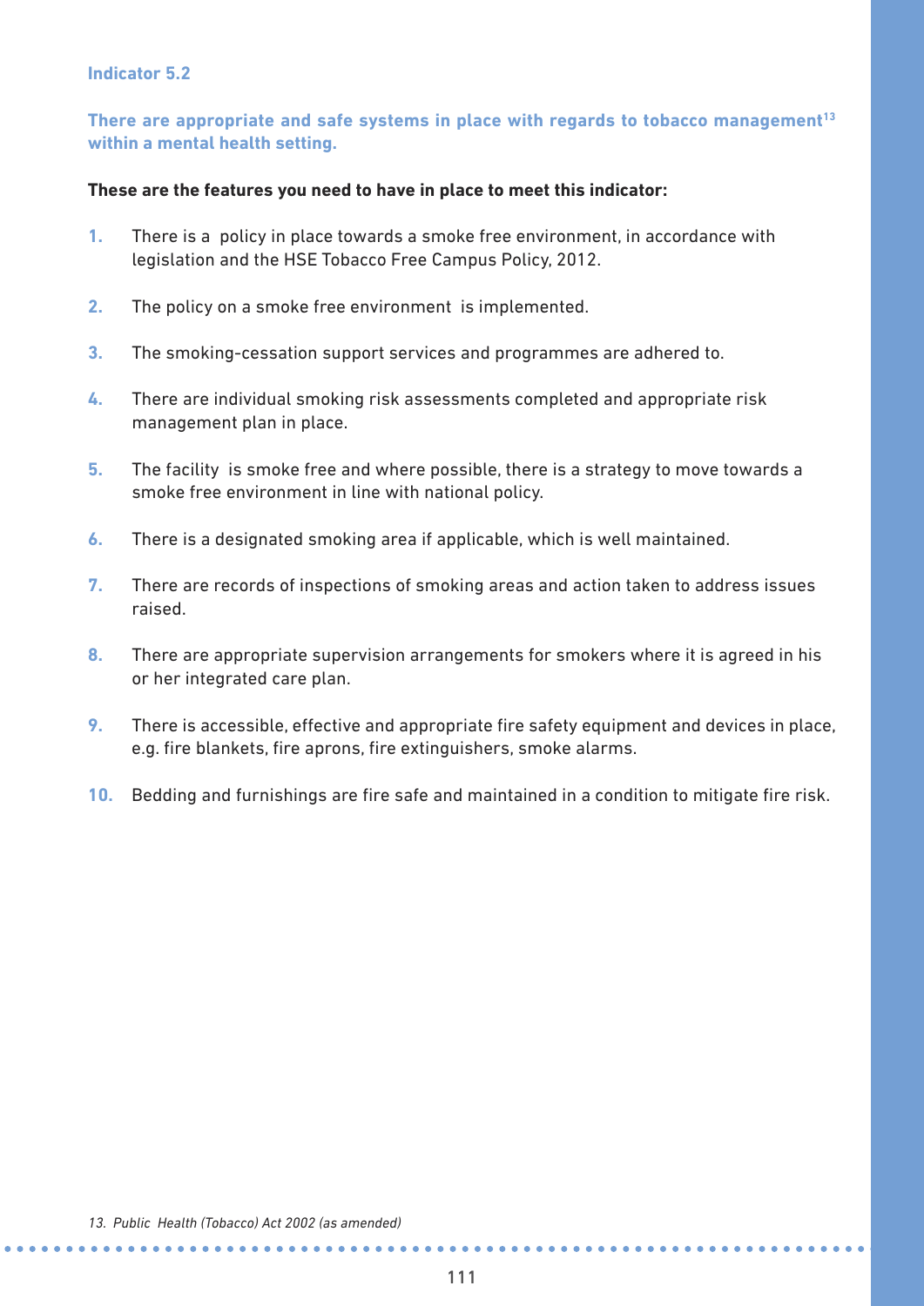### Indicator 5.2

**There are appropriate and safe systems in place with regards to tobacco management[13] within a mental health setting.**

**These are the features you need to have in place to meet this indicator:**

1. There is a policy in place towards a smoke free environment, in accordance with legislation and the HSE Tobacco Free Campus Policy, 2012.
2. The policy on a smoke free environment is implemented.
3. The smoking-cessation support services and programmes are adhered to.
4. There are individual smoking risk assessments completed and appropriate risk management plan in place.
5. The facility is smoke free and where possible, there is a strategy to move towards a smoke free environment in line with national policy.
6. There is a designated smoking area if applicable, which is well maintained.
7. There are records of inspections of smoking areas and action taken to address issues raised.
8. There are appropriate supervision arrangements for smokers where it is agreed in his or her integrated care plan.
9. There is accessible, effective and appropriate fire safety equipment and devices in place, e.g. fire blankets, fire aprons, fire extinguishers, smoke alarms.
10. Bedding and furnishings are fire safe and maintained in a condition to mitigate fire risk.

*13. Public Health (Tobacco) Act 2002 (as amended)*